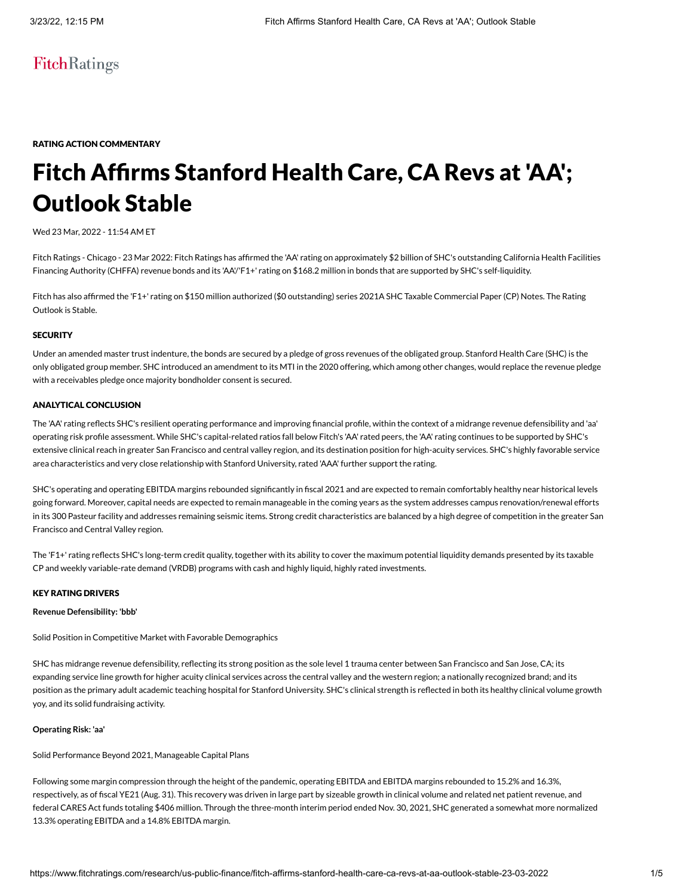FitchRatings

**RATING ACTION COMMENTARY**

# Fitch Affirms Stanford Health Care, CA Revs at 'AA'; Outlook Stable

Wed 23 Mar, 2022 - 11:54 AM ET

Fitch Ratings - Chicago - 23 Mar 2022: Fitch Ratings has affirmed the 'AA' rating on approximately $2 billion of SHC's outstanding California Health Facilities Financing Authority (CHFFA) revenue bonds and its 'AA'/'F1+' rating on $168.2 million in bonds that are supported by SHC's self-liquidity.

Fitch has also affirmed the 'F1+' rating on $150 million authorized ($0 outstanding) series 2021A SHC Taxable Commercial Paper (CP) Notes. The Rating Outlook is Stable.

**SECURITY**

Under an amended master trust indenture, the bonds are secured by a pledge of gross revenues of the obligated group. Stanford Health Care (SHC) is the only obligated group member. SHC introduced an amendment to its MTI in the 2020 offering, which among other changes, would replace the revenue pledge with a receivables pledge once majority bondholder consent is secured.

**ANALYTICAL CONCLUSION**

The 'AA' rating reflects SHC's resilient operating performance and improving financial profile, within the context of a midrange revenue defensibility and 'aa' operating risk profile assessment. While SHC's capital-related ratios fall below Fitch's 'AA' rated peers, the 'AA' rating continues to be supported by SHC's extensive clinical reach in greater San Francisco and central valley region, and its destination position for high-acuity services. SHC's highly favorable service area characteristics and very close relationship with Stanford University, rated 'AAA' further support the rating.

SHC's operating and operating EBITDA margins rebounded significantly in fiscal 2021 and are expected to remain comfortably healthy near historical levels going forward. Moreover, capital needs are expected to remain manageable in the coming years as the system addresses campus renovation/renewal efforts in its 300 Pasteur facility and addresses remaining seismic items. Strong credit characteristics are balanced by a high degree of competition in the greater San Francisco and Central Valley region.

The 'F1+' rating reflects SHC's long-term credit quality, together with its ability to cover the maximum potential liquidity demands presented by its taxable CP and weekly variable-rate demand (VRDB) programs with cash and highly liquid, highly rated investments.

**KEY RATING DRIVERS**

**Revenue Defensibility: 'bbb'**

Solid Position in Competitive Market with Favorable Demographics

SHC has midrange revenue defensibility, reflecting its strong position as the sole level 1 trauma center between San Francisco and San Jose, CA; its expanding service line growth for higher acuity clinical services across the central valley and the western region; a nationally recognized brand; and its position as the primary adult academic teaching hospital for Stanford University. SHC's clinical strength is reflected in both its healthy clinical volume growth yoy, and its solid fundraising activity.

**Operating Risk: 'aa'**

Solid Performance Beyond 2021, Manageable Capital Plans

Following some margin compression through the height of the pandemic, operating EBITDA and EBITDA margins rebounded to 15.2% and 16.3%, respectively, as of fiscal YE21 (Aug. 31). This recovery was driven in large part by sizeable growth in clinical volume and related net patient revenue, and federal CARES Act funds totaling $406 million. Through the three-month interim period ended Nov. 30, 2021, SHC generated a somewhat more normalized 13.3% operating EBITDA and a 14.8% EBITDA margin.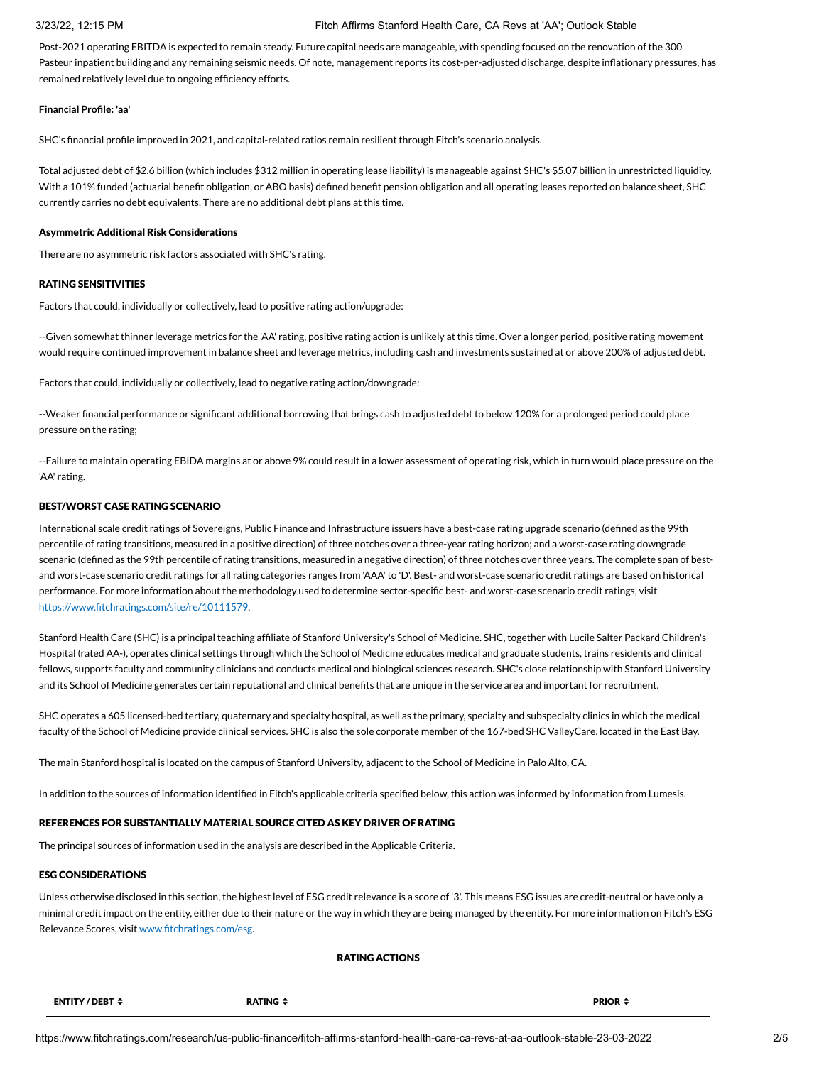Post-2021 operating EBITDA is expected to remain steady. Future capital needs are manageable, with spending focused on the renovation of the 300 Pasteur inpatient building and any remaining seismic needs. Of note, management reports its cost-per-adjusted discharge, despite inflationary pressures, has remained relatively level due to ongoing efficiency efforts.

**Financial Profile: 'aa'**

SHC's financial profile improved in 2021, and capital-related ratios remain resilient through Fitch's scenario analysis.

Total adjusted debt of $2.6 billion (which includes $312 million in operating lease liability) is manageable against SHC's $5.07 billion in unrestricted liquidity. With a 101% funded (actuarial benefit obligation, or ABO basis) defined benefit pension obligation and all operating leases reported on balance sheet, SHC currently carries no debt equivalents. There are no additional debt plans at this time.

**Asymmetric Additional Risk Considerations**

There are no asymmetric risk factors associated with SHC's rating.

**RATING SENSITIVITIES**

Factors that could, individually or collectively, lead to positive rating action/upgrade:

--Given somewhat thinner leverage metrics for the 'AA' rating, positive rating action is unlikely at this time. Over a longer period, positive rating movement would require continued improvement in balance sheet and leverage metrics, including cash and investments sustained at or above 200% of adjusted debt.

Factors that could, individually or collectively, lead to negative rating action/downgrade:

--Weaker financial performance or significant additional borrowing that brings cash to adjusted debt to below 120% for a prolonged period could place pressure on the rating;

--Failure to maintain operating EBIDA margins at or above 9% could result in a lower assessment of operating risk, which in turn would place pressure on the 'AA' rating.

**BEST/WORST CASE RATING SCENARIO**

International scale credit ratings of Sovereigns, Public Finance and Infrastructure issuers have a best-case rating upgrade scenario (defined as the 99th percentile of rating transitions, measured in a positive direction) of three notches over a three-year rating horizon; and a worst-case rating downgrade scenario (defined as the 99th percentile of rating transitions, measured in a negative direction) of three notches over three years. The complete span of best- and worst-case scenario credit ratings for all rating categories ranges from 'AAA' to 'D'. Best- and worst-case scenario credit ratings are based on historical performance. For more information about the methodology used to determine sector-specific best- and worst-case scenario credit ratings, visit https://www.fitchratings.com/site/re/10111579.

Stanford Health Care (SHC) is a principal teaching affiliate of Stanford University's School of Medicine. SHC, together with Lucile Salter Packard Children's Hospital (rated AA-), operates clinical settings through which the School of Medicine educates medical and graduate students, trains residents and clinical fellows, supports faculty and community clinicians and conducts medical and biological sciences research. SHC's close relationship with Stanford University and its School of Medicine generates certain reputational and clinical benefits that are unique in the service area and important for recruitment.

SHC operates a 605 licensed-bed tertiary, quaternary and specialty hospital, as well as the primary, specialty and subspecialty clinics in which the medical faculty of the School of Medicine provide clinical services. SHC is also the sole corporate member of the 167-bed SHC ValleyCare, located in the East Bay.

The main Stanford hospital is located on the campus of Stanford University, adjacent to the School of Medicine in Palo Alto, CA.

In addition to the sources of information identified in Fitch's applicable criteria specified below, this action was informed by information from Lumesis.

**REFERENCES FOR SUBSTANTIALLY MATERIAL SOURCE CITED AS KEY DRIVER OF RATING**

The principal sources of information used in the analysis are described in the Applicable Criteria.

**ESG CONSIDERATIONS**

Unless otherwise disclosed in this section, the highest level of ESG credit relevance is a score of '3'. This means ESG issues are credit-neutral or have only a minimal credit impact on the entity, either due to their nature or the way in which they are being managed by the entity. For more information on Fitch's ESG Relevance Scores, visit www.fitchratings.com/esg.

**RATING ACTIONS**

| ENTITY / DEBT ⇕ | RATING ⇕ | PRIOR ⇕ |
|---|---|---|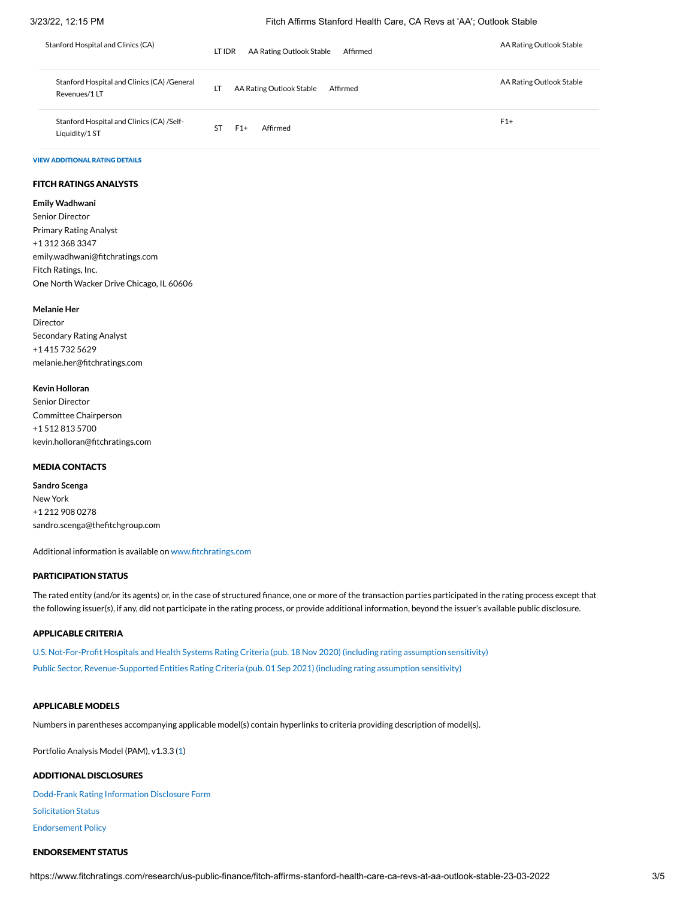| | | | | |
|---|---|---|---|---|
| Stanford Hospital and Clinics (CA) | LT IDR | AA Rating Outlook Stable | Affirmed | AA Rating Outlook Stable |
| Stanford Hospital and Clinics (CA) /General Revenues/1 LT | LT | AA Rating Outlook Stable | Affirmed | AA Rating Outlook Stable |
| Stanford Hospital and Clinics (CA) /Self-Liquidity/1 ST | ST | F1+ | Affirmed | F1+ |

VIEW ADDITIONAL RATING DETAILS

## FITCH RATINGS ANALYSTS

**Emily Wadhwani**
Senior Director
Primary Rating Analyst
+1 312 368 3347
emily.wadhwani@fitchratings.com
Fitch Ratings, Inc.
One North Wacker Drive Chicago, IL 60606

**Melanie Her**
Director
Secondary Rating Analyst
+1 415 732 5629
melanie.her@fitchratings.com

**Kevin Holloran**
Senior Director
Committee Chairperson
+1 512 813 5700
kevin.holloran@fitchratings.com

## MEDIA CONTACTS

**Sandro Scenga**
New York
+1 212 908 0278
sandro.scenga@thefitchgroup.com

Additional information is available on www.fitchratings.com

## PARTICIPATION STATUS

The rated entity (and/or its agents) or, in the case of structured finance, one or more of the transaction parties participated in the rating process except that the following issuer(s), if any, did not participate in the rating process, or provide additional information, beyond the issuer's available public disclosure.

## APPLICABLE CRITERIA

U.S. Not-For-Profit Hospitals and Health Systems Rating Criteria (pub. 18 Nov 2020) (including rating assumption sensitivity)

Public Sector, Revenue-Supported Entities Rating Criteria (pub. 01 Sep 2021) (including rating assumption sensitivity)

## APPLICABLE MODELS

Numbers in parentheses accompanying applicable model(s) contain hyperlinks to criteria providing description of model(s).

Portfolio Analysis Model (PAM), v1.3.3 (1)

## ADDITIONAL DISCLOSURES

Dodd-Frank Rating Information Disclosure Form

Solicitation Status

Endorsement Policy

## ENDORSEMENT STATUS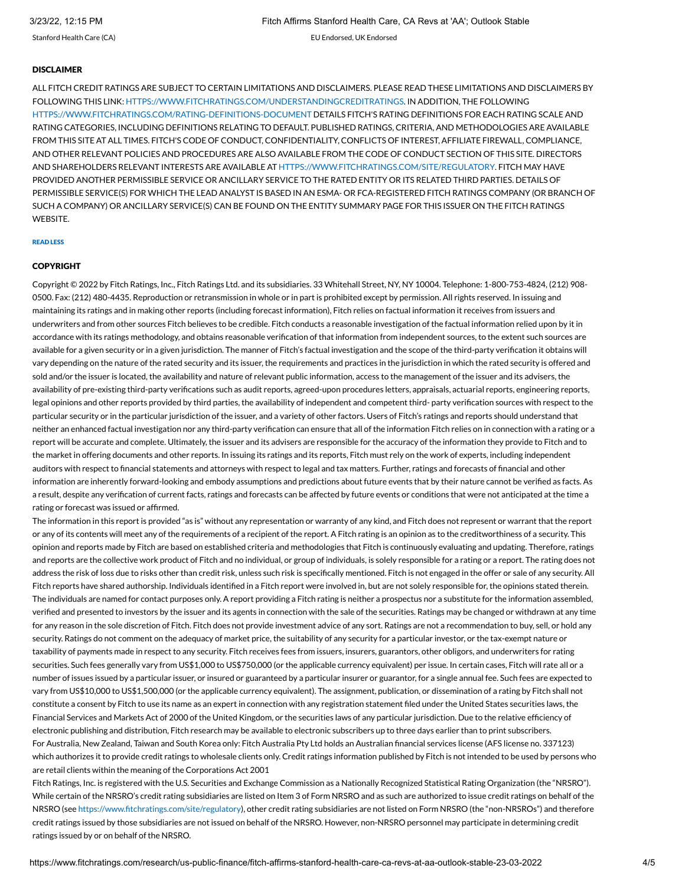Stanford Health Care (CA) EU Endorsed, UK Endorsed

### DISCLAIMER

ALL FITCH CREDIT RATINGS ARE SUBJECT TO CERTAIN LIMITATIONS AND DISCLAIMERS. PLEASE READ THESE LIMITATIONS AND DISCLAIMERS BY FOLLOWING THIS LINK: HTTPS://WWW.FITCHRATINGS.COM/UNDERSTANDINGCREDITRATINGS. IN ADDITION, THE FOLLOWING HTTPS://WWW.FITCHRATINGS.COM/RATING-DEFINITIONS-DOCUMENT DETAILS FITCH'S RATING DEFINITIONS FOR EACH RATING SCALE AND RATING CATEGORIES, INCLUDING DEFINITIONS RELATING TO DEFAULT. PUBLISHED RATINGS, CRITERIA, AND METHODOLOGIES ARE AVAILABLE FROM THIS SITE AT ALL TIMES. FITCH'S CODE OF CONDUCT, CONFIDENTIALITY, CONFLICTS OF INTEREST, AFFILIATE FIREWALL, COMPLIANCE, AND OTHER RELEVANT POLICIES AND PROCEDURES ARE ALSO AVAILABLE FROM THE CODE OF CONDUCT SECTION OF THIS SITE. DIRECTORS AND SHAREHOLDERS RELEVANT INTERESTS ARE AVAILABLE AT HTTPS://WWW.FITCHRATINGS.COM/SITE/REGULATORY. FITCH MAY HAVE PROVIDED ANOTHER PERMISSIBLE SERVICE OR ANCILLARY SERVICE TO THE RATED ENTITY OR ITS RELATED THIRD PARTIES. DETAILS OF PERMISSIBLE SERVICE(S) FOR WHICH THE LEAD ANALYST IS BASED IN AN ESMA- OR FCA-REGISTERED FITCH RATINGS COMPANY (OR BRANCH OF SUCH A COMPANY) OR ANCILLARY SERVICE(S) CAN BE FOUND ON THE ENTITY SUMMARY PAGE FOR THIS ISSUER ON THE FITCH RATINGS WEBSITE.

READ LESS

### COPYRIGHT

Copyright © 2022 by Fitch Ratings, Inc., Fitch Ratings Ltd. and its subsidiaries. 33 Whitehall Street, NY, NY 10004. Telephone: 1-800-753-4824, (212) 908-0500. Fax: (212) 480-4435. Reproduction or retransmission in whole or in part is prohibited except by permission. All rights reserved. In issuing and maintaining its ratings and in making other reports (including forecast information), Fitch relies on factual information it receives from issuers and underwriters and from other sources Fitch believes to be credible. Fitch conducts a reasonable investigation of the factual information relied upon by it in accordance with its ratings methodology, and obtains reasonable verification of that information from independent sources, to the extent such sources are available for a given security or in a given jurisdiction. The manner of Fitch's factual investigation and the scope of the third-party verification it obtains will vary depending on the nature of the rated security and its issuer, the requirements and practices in the jurisdiction in which the rated security is offered and sold and/or the issuer is located, the availability and nature of relevant public information, access to the management of the issuer and its advisers, the availability of pre-existing third-party verifications such as audit reports, agreed-upon procedures letters, appraisals, actuarial reports, engineering reports, legal opinions and other reports provided by third parties, the availability of independent and competent third- party verification sources with respect to the particular security or in the particular jurisdiction of the issuer, and a variety of other factors. Users of Fitch's ratings and reports should understand that neither an enhanced factual investigation nor any third-party verification can ensure that all of the information Fitch relies on in connection with a rating or a report will be accurate and complete. Ultimately, the issuer and its advisers are responsible for the accuracy of the information they provide to Fitch and to the market in offering documents and other reports. In issuing its ratings and its reports, Fitch must rely on the work of experts, including independent auditors with respect to financial statements and attorneys with respect to legal and tax matters. Further, ratings and forecasts of financial and other information are inherently forward-looking and embody assumptions and predictions about future events that by their nature cannot be verified as facts. As a result, despite any verification of current facts, ratings and forecasts can be affected by future events or conditions that were not anticipated at the time a rating or forecast was issued or affirmed.

The information in this report is provided "as is" without any representation or warranty of any kind, and Fitch does not represent or warrant that the report or any of its contents will meet any of the requirements of a recipient of the report. A Fitch rating is an opinion as to the creditworthiness of a security. This opinion and reports made by Fitch are based on established criteria and methodologies that Fitch is continuously evaluating and updating. Therefore, ratings and reports are the collective work product of Fitch and no individual, or group of individuals, is solely responsible for a rating or a report. The rating does not address the risk of loss due to risks other than credit risk, unless such risk is specifically mentioned. Fitch is not engaged in the offer or sale of any security. All Fitch reports have shared authorship. Individuals identified in a Fitch report were involved in, but are not solely responsible for, the opinions stated therein. The individuals are named for contact purposes only. A report providing a Fitch rating is neither a prospectus nor a substitute for the information assembled, verified and presented to investors by the issuer and its agents in connection with the sale of the securities. Ratings may be changed or withdrawn at any time for any reason in the sole discretion of Fitch. Fitch does not provide investment advice of any sort. Ratings are not a recommendation to buy, sell, or hold any security. Ratings do not comment on the adequacy of market price, the suitability of any security for a particular investor, or the tax-exempt nature or taxability of payments made in respect to any security. Fitch receives fees from issuers, insurers, guarantors, other obligors, and underwriters for rating securities. Such fees generally vary from US$1,000 to US$750,000 (or the applicable currency equivalent) per issue. In certain cases, Fitch will rate all or a number of issues issued by a particular issuer, or insured or guaranteed by a particular insurer or guarantor, for a single annual fee. Such fees are expected to vary from US$10,000 to US$1,500,000 (or the applicable currency equivalent). The assignment, publication, or dissemination of a rating by Fitch shall not constitute a consent by Fitch to use its name as an expert in connection with any registration statement filed under the United States securities laws, the Financial Services and Markets Act of 2000 of the United Kingdom, or the securities laws of any particular jurisdiction. Due to the relative efficiency of electronic publishing and distribution, Fitch research may be available to electronic subscribers up to three days earlier than to print subscribers.

For Australia, New Zealand, Taiwan and South Korea only: Fitch Australia Pty Ltd holds an Australian financial services license (AFS license no. 337123) which authorizes it to provide credit ratings to wholesale clients only. Credit ratings information published by Fitch is not intended to be used by persons who are retail clients within the meaning of the Corporations Act 2001

Fitch Ratings, Inc. is registered with the U.S. Securities and Exchange Commission as a Nationally Recognized Statistical Rating Organization (the "NRSRO"). While certain of the NRSRO's credit rating subsidiaries are listed on Item 3 of Form NRSRO and as such are authorized to issue credit ratings on behalf of the NRSRO (see https://www.fitchratings.com/site/regulatory), other credit rating subsidiaries are not listed on Form NRSRO (the "non-NRSROs") and therefore credit ratings issued by those subsidiaries are not issued on behalf of the NRSRO. However, non-NRSRO personnel may participate in determining credit ratings issued by or on behalf of the NRSRO.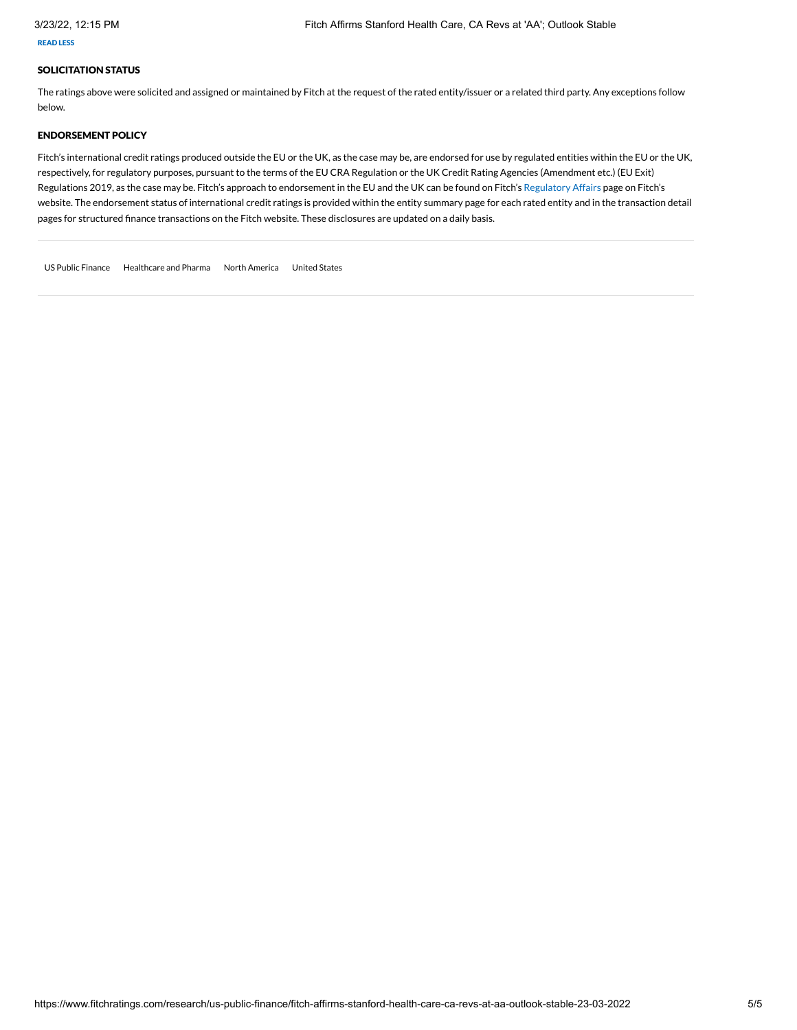READ LESS

### SOLICITATION STATUS

The ratings above were solicited and assigned or maintained by Fitch at the request of the rated entity/issuer or a related third party. Any exceptions follow below.

### ENDORSEMENT POLICY

Fitch's international credit ratings produced outside the EU or the UK, as the case may be, are endorsed for use by regulated entities within the EU or the UK, respectively, for regulatory purposes, pursuant to the terms of the EU CRA Regulation or the UK Credit Rating Agencies (Amendment etc.) (EU Exit) Regulations 2019, as the case may be. Fitch's approach to endorsement in the EU and the UK can be found on Fitch's Regulatory Affairs page on Fitch's website. The endorsement status of international credit ratings is provided within the entity summary page for each rated entity and in the transaction detail pages for structured finance transactions on the Fitch website. These disclosures are updated on a daily basis.

US Public Finance    Healthcare and Pharma    North America    United States